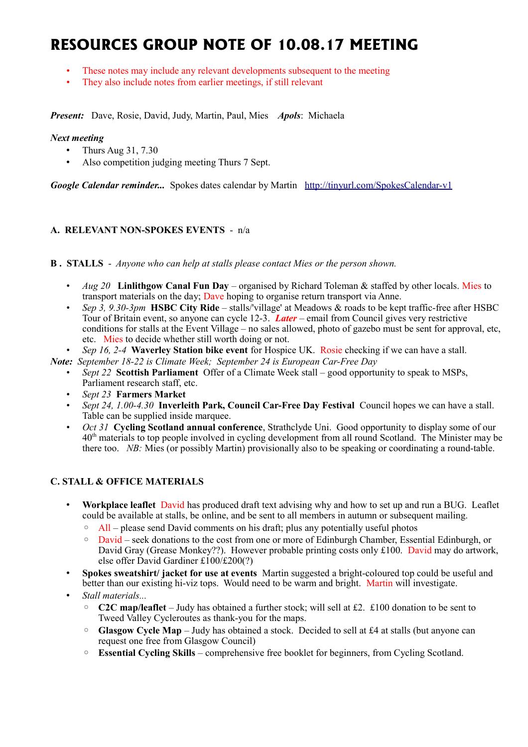# RESOURCES GROUP NOTE OF 10.08.17 MEETING

- These notes may include any relevant developments subsequent to the meeting
- They also include notes from earlier meetings, if still relevant

***Present:*** Dave, Rosie, David, Judy, Martin, Paul, Mies ***Apols***: Michaela

***Next meeting***

- Thurs Aug 31, 7.30
- Also competition judging meeting Thurs 7 Sept.

***Google Calendar reminder...*** Spokes dates calendar by Martin [http://tinyurl.com/SpokesCalendar-v1](http://tinyurl.com/SpokesCalendar-v1)

## A. RELEVANT NON-SPOKES EVENTS - n/a

## B . STALLS - *Anyone who can help at stalls please contact Mies or the person shown.*

- *Aug 20* **Linlithgow Canal Fun Day** – organised by Richard Toleman & staffed by other locals. Mies to transport materials on the day; Dave hoping to organise return transport via Anne.
- *Sep 3, 9.30-3pm* **HSBC City Ride** – stalls/'village' at Meadows & roads to be kept traffic-free after HSBC Tour of Britain event, so anyone can cycle 12-3. ***Later*** – email from Council gives very restrictive conditions for stalls at the Event Village – no sales allowed, photo of gazebo must be sent for approval, etc, etc. Mies to decide whether still worth doing or not.
- *Sep 16, 2-4* **Waverley Station bike event** for Hospice UK. Rosie checking if we can have a stall.

***Note:*** *September 18-22 is Climate Week; September 24 is European Car-Free Day*

- *Sept 22* **Scottish Parliament** Offer of a Climate Week stall – good opportunity to speak to MSPs, Parliament research staff, etc.
- *Sept 23* **Farmers Market**
- *Sept 24, 1.00-4.30* **Inverleith Park, Council Car-Free Day Festival** Council hopes we can have a stall. Table can be supplied inside marquee.
- *Oct 31* **Cycling Scotland annual conference**, Strathclyde Uni. Good opportunity to display some of our 40th materials to top people involved in cycling development from all round Scotland. The Minister may be there too. *NB:* Mies (or possibly Martin) provisionally also to be speaking or coordinating a round-table.

## C. STALL & OFFICE MATERIALS

- **Workplace leaflet** David has produced draft text advising why and how to set up and run a BUG. Leaflet could be available at stalls, be online, and be sent to all members in autumn or subsequent mailing.
  - All – please send David comments on his draft; plus any potentially useful photos
  - David – seek donations to the cost from one or more of Edinburgh Chamber, Essential Edinburgh, or David Gray (Grease Monkey??). However probable printing costs only £100. David may do artwork, else offer David Gardiner £100/£200(?)
- **Spokes sweatshirt/ jacket for use at events** Martin suggested a bright-coloured top could be useful and better than our existing hi-viz tops. Would need to be warm and bright. Martin will investigate.
- *Stall materials...*
  - **C2C map/leaflet** – Judy has obtained a further stock; will sell at £2. £100 donation to be sent to Tweed Valley Cycleroutes as thank-you for the maps.
  - **Glasgow Cycle Map** – Judy has obtained a stock. Decided to sell at £4 at stalls (but anyone can request one free from Glasgow Council)
  - **Essential Cycling Skills** – comprehensive free booklet for beginners, from Cycling Scotland.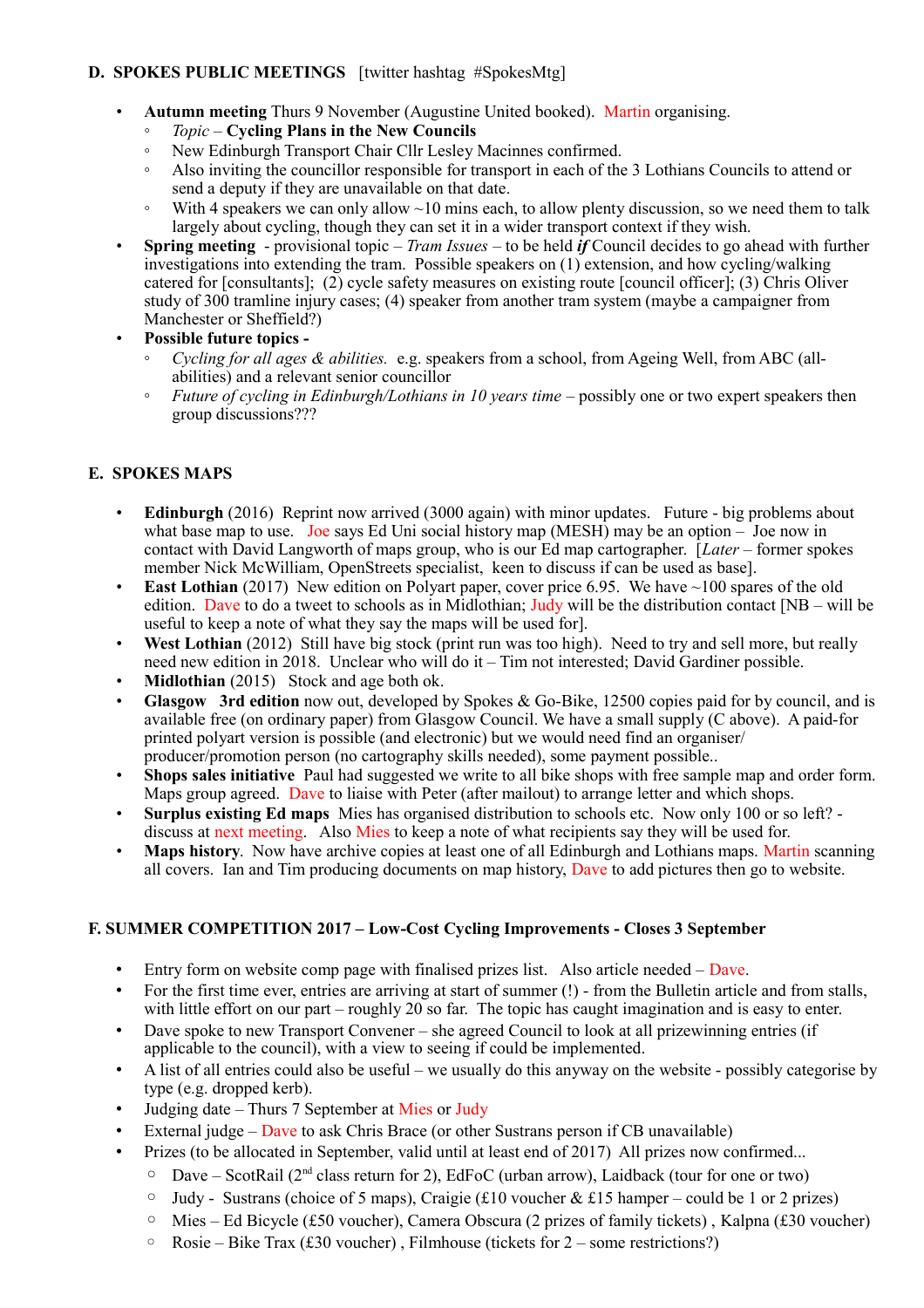**D. SPOKES PUBLIC MEETINGS** [twitter hashtag #SpokesMtg]

- **Autumn meeting** Thurs 9 November (Augustine United booked). Martin organising.
  - *Topic* – **Cycling Plans in the New Councils**
  - New Edinburgh Transport Chair Cllr Lesley Macinnes confirmed.
  - Also inviting the councillor responsible for transport in each of the 3 Lothians Councils to attend or send a deputy if they are unavailable on that date.
  - With 4 speakers we can only allow ~10 mins each, to allow plenty discussion, so we need them to talk largely about cycling, though they can set it in a wider transport context if they wish.
- **Spring meeting** - provisional topic – *Tram Issues* – to be held ***if*** Council decides to go ahead with further investigations into extending the tram. Possible speakers on (1) extension, and how cycling/walking catered for [consultants]; (2) cycle safety measures on existing route [council officer]; (3) Chris Oliver study of 300 tramline injury cases; (4) speaker from another tram system (maybe a campaigner from Manchester or Sheffield?)
- **Possible future topics -**
  - *Cycling for all ages & abilities.* e.g. speakers from a school, from Ageing Well, from ABC (all-abilities) and a relevant senior councillor
  - *Future of cycling in Edinburgh/Lothians in 10 years time* – possibly one or two expert speakers then group discussions???

**E. SPOKES MAPS**

- **Edinburgh** (2016) Reprint now arrived (3000 again) with minor updates. Future - big problems about what base map to use. Joe says Ed Uni social history map (MESH) may be an option – Joe now in contact with David Langworth of maps group, who is our Ed map cartographer. [*Later* – former spokes member Nick McWilliam, OpenStreets specialist, keen to discuss if can be used as base].
- **East Lothian** (2017) New edition on Polyart paper, cover price 6.95. We have ~100 spares of the old edition. Dave to do a tweet to schools as in Midlothian; Judy will be the distribution contact [NB – will be useful to keep a note of what they say the maps will be used for].
- **West Lothian** (2012) Still have big stock (print run was too high). Need to try and sell more, but really need new edition in 2018. Unclear who will do it – Tim not interested; David Gardiner possible.
- **Midlothian** (2015) Stock and age both ok.
- **Glasgow 3rd edition** now out, developed by Spokes & Go-Bike, 12500 copies paid for by council, and is available free (on ordinary paper) from Glasgow Council. We have a small supply (C above). A paid-for printed polyart version is possible (and electronic) but we would need find an organiser/ producer/promotion person (no cartography skills needed), some payment possible..
- **Shops sales initiative** Paul had suggested we write to all bike shops with free sample map and order form. Maps group agreed. Dave to liaise with Peter (after mailout) to arrange letter and which shops.
- **Surplus existing Ed maps** Mies has organised distribution to schools etc. Now only 100 or so left? - discuss at next meeting. Also Mies to keep a note of what recipients say they will be used for.
- **Maps history**. Now have archive copies at least one of all Edinburgh and Lothians maps. Martin scanning all covers. Ian and Tim producing documents on map history, Dave to add pictures then go to website.

**F. SUMMER COMPETITION 2017 – Low-Cost Cycling Improvements - Closes 3 September**

- Entry form on website comp page with finalised prizes list. Also article needed – Dave.
- For the first time ever, entries are arriving at start of summer (!) - from the Bulletin article and from stalls, with little effort on our part – roughly 20 so far. The topic has caught imagination and is easy to enter.
- Dave spoke to new Transport Convener – she agreed Council to look at all prizewinning entries (if applicable to the council), with a view to seeing if could be implemented.
- A list of all entries could also be useful – we usually do this anyway on the website - possibly categorise by type (e.g. dropped kerb).
- Judging date – Thurs 7 September at Mies or Judy
- External judge – Dave to ask Chris Brace (or other Sustrans person if CB unavailable)
- Prizes (to be allocated in September, valid until at least end of 2017) All prizes now confirmed...
  - Dave – ScotRail (2nd class return for 2), EdFoC (urban arrow), Laidback (tour for one or two)
  - Judy - Sustrans (choice of 5 maps), Craigie (£10 voucher & £15 hamper – could be 1 or 2 prizes)
  - Mies – Ed Bicycle (£50 voucher), Camera Obscura (2 prizes of family tickets) , Kalpna (£30 voucher)
  - Rosie – Bike Trax (£30 voucher) , Filmhouse (tickets for 2 – some restrictions?)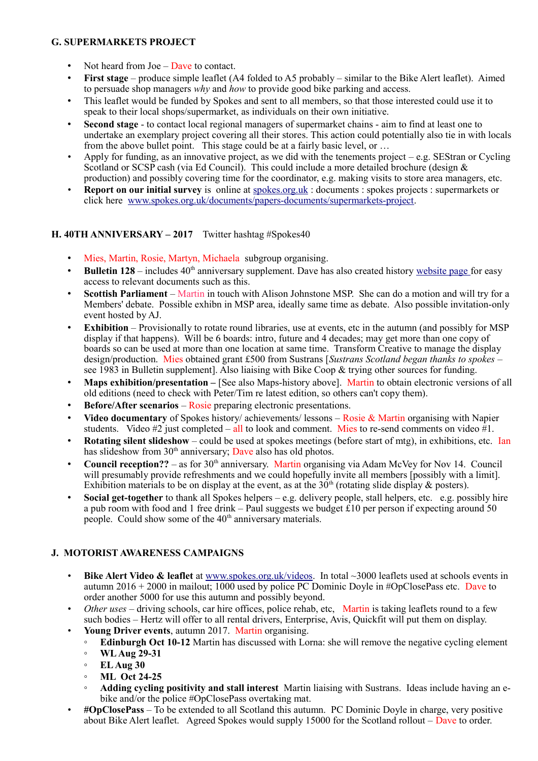### G. SUPERMARKETS PROJECT

- Not heard from Joe – Dave to contact.
- **First stage** – produce simple leaflet (A4 folded to A5 probably – similar to the Bike Alert leaflet). Aimed to persuade shop managers *why* and *how* to provide good bike parking and access.
- This leaflet would be funded by Spokes and sent to all members, so that those interested could use it to speak to their local shops/supermarket, as individuals on their own initiative.
- **Second stage** - to contact local regional managers of supermarket chains - aim to find at least one to undertake an exemplary project covering all their stores. This action could potentially also tie in with locals from the above bullet point. This stage could be at a fairly basic level, or …
- Apply for funding, as an innovative project, as we did with the tenements project – e.g. SEStran or Cycling Scotland or SCSP cash (via Ed Council). This could include a more detailed brochure (design & production) and possibly covering time for the coordinator, e.g. making visits to store area managers, etc.
- **Report on our initial survey** is online at spokes.org.uk : documents : spokes projects : supermarkets or click here www.spokes.org.uk/documents/papers-documents/supermarkets-project.

### H. 40TH ANNIVERSARY – 2017 Twitter hashtag #Spokes40

- Mies, Martin, Rosie, Martyn, Michaela subgroup organising.
- **Bulletin 128** – includes 40th anniversary supplement. Dave has also created history website page for easy access to relevant documents such as this.
- **Scottish Parliament** – Martin in touch with Alison Johnstone MSP. She can do a motion and will try for a Members' debate. Possible exhibn in MSP area, ideally same time as debate. Also possible invitation-only event hosted by AJ.
- **Exhibition** – Provisionally to rotate round libraries, use at events, etc in the autumn (and possibly for MSP display if that happens). Will be 6 boards: intro, future and 4 decades; may get more than one copy of boards so can be used at more than one location at same time. Transform Creative to manage the display design/production. Mies obtained grant £500 from Sustrans [*Sustrans Scotland began thanks to spokes* – see 1983 in Bulletin supplement]. Also liaising with Bike Coop & trying other sources for funding.
- **Maps exhibition/presentation –** [See also Maps-history above]. Martin to obtain electronic versions of all old editions (need to check with Peter/Tim re latest edition, so others can't copy them).
- **Before/After scenarios** – Rosie preparing electronic presentations.
- **Video documentary** of Spokes history/ achievements/ lessons – Rosie & Martin organising with Napier students. Video #2 just completed – all to look and comment. Mies to re-send comments on video #1.
- **Rotating silent slideshow** – could be used at spokes meetings (before start of mtg), in exhibitions, etc. Ian has slideshow from 30th anniversary; Dave also has old photos.
- **Council reception??** – as for 30th anniversary. Martin organising via Adam McVey for Nov 14. Council will presumably provide refreshments and we could hopefully invite all members [possibly with a limit]. Exhibition materials to be on display at the event, as at the 30th (rotating slide display & posters).
- **Social get-together** to thank all Spokes helpers – e.g. delivery people, stall helpers, etc. e.g. possibly hire a pub room with food and 1 free drink – Paul suggests we budget £10 per person if expecting around 50 people. Could show some of the 40th anniversary materials.

### J. MOTORIST AWARENESS CAMPAIGNS

- **Bike Alert Video & leaflet** at www.spokes.org.uk/videos. In total ~3000 leaflets used at schools events in autumn 2016 + 2000 in mailout; 1000 used by police PC Dominic Doyle in #OpClosePass etc. Dave to order another 5000 for use this autumn and possibly beyond.
- *Other uses* – driving schools, car hire offices, police rehab, etc, Martin is taking leaflets round to a few such bodies – Hertz will offer to all rental drivers, Enterprise, Avis, Quickfit will put them on display.
- **Young Driver events**, autumn 2017. Martin organising.
  - **Edinburgh Oct 10-12** Martin has discussed with Lorna: she will remove the negative cycling element
  - **WL Aug 29-31**
  - **EL Aug 30**
  - **ML Oct 24-25**
  - **Adding cycling positivity and stall interest** Martin liaising with Sustrans. Ideas include having an e-bike and/or the police #OpClosePass overtaking mat.
- **#OpClosePass** – To be extended to all Scotland this autumn. PC Dominic Doyle in charge, very positive about Bike Alert leaflet. Agreed Spokes would supply 15000 for the Scotland rollout – Dave to order.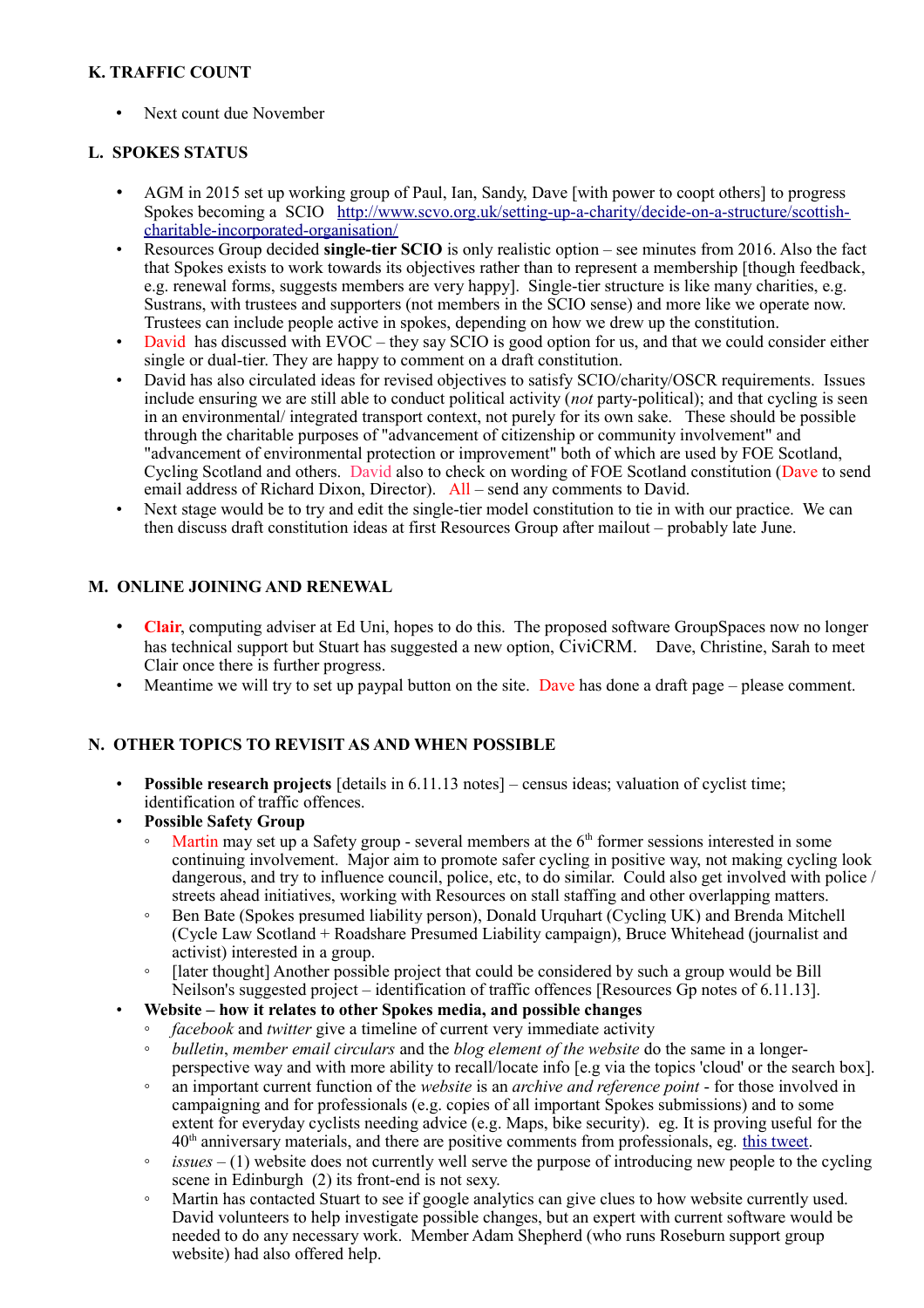**K. TRAFFIC COUNT**

- Next count due November

**L. SPOKES STATUS**

- AGM in 2015 set up working group of Paul, Ian, Sandy, Dave [with power to coopt others] to progress Spokes becoming a SCIO [http://www.scvo.org.uk/setting-up-a-charity/decide-on-a-structure/scottish-charitable-incorporated-organisation/](http://www.scvo.org.uk/setting-up-a-charity/decide-on-a-structure/scottish-charitable-incorporated-organisation/)
- Resources Group decided **single-tier SCIO** is only realistic option – see minutes from 2016. Also the fact that Spokes exists to work towards its objectives rather than to represent a membership [though feedback, e.g. renewal forms, suggests members are very happy]. Single-tier structure is like many charities, e.g. Sustrans, with trustees and supporters (not members in the SCIO sense) and more like we operate now. Trustees can include people active in spokes, depending on how we drew up the constitution.
- David has discussed with EVOC – they say SCIO is good option for us, and that we could consider either single or dual-tier. They are happy to comment on a draft constitution.
- David has also circulated ideas for revised objectives to satisfy SCIO/charity/OSCR requirements. Issues include ensuring we are still able to conduct political activity (*not* party-political); and that cycling is seen in an environmental/ integrated transport context, not purely for its own sake. These should be possible through the charitable purposes of "advancement of citizenship or community involvement" and "advancement of environmental protection or improvement" both of which are used by FOE Scotland, Cycling Scotland and others. David also to check on wording of FOE Scotland constitution (Dave to send email address of Richard Dixon, Director). All – send any comments to David.
- Next stage would be to try and edit the single-tier model constitution to tie in with our practice. We can then discuss draft constitution ideas at first Resources Group after mailout – probably late June.

**M. ONLINE JOINING AND RENEWAL**

- **Clair**, computing adviser at Ed Uni, hopes to do this. The proposed software GroupSpaces now no longer has technical support but Stuart has suggested a new option, CiviCRM. Dave, Christine, Sarah to meet Clair once there is further progress.
- Meantime we will try to set up paypal button on the site. Dave has done a draft page – please comment.

**N. OTHER TOPICS TO REVISIT AS AND WHEN POSSIBLE**

- **Possible research projects** [details in 6.11.13 notes] – census ideas; valuation of cyclist time; identification of traffic offences.
- **Possible Safety Group**
  - Martin may set up a Safety group - several members at the 6th former sessions interested in some continuing involvement. Major aim to promote safer cycling in positive way, not making cycling look dangerous, and try to influence council, police, etc, to do similar. Could also get involved with police / streets ahead initiatives, working with Resources on stall staffing and other overlapping matters.
  - Ben Bate (Spokes presumed liability person), Donald Urquhart (Cycling UK) and Brenda Mitchell (Cycle Law Scotland + Roadshare Presumed Liability campaign), Bruce Whitehead (journalist and activist) interested in a group.
  - [later thought] Another possible project that could be considered by such a group would be Bill Neilson's suggested project – identification of traffic offences [Resources Gp notes of 6.11.13].
- **Website – how it relates to other Spokes media, and possible changes**
  - *facebook* and *twitter* give a timeline of current very immediate activity
  - *bulletin*, *member email circulars* and the *blog element of the website* do the same in a longer-perspective way and with more ability to recall/locate info [e.g via the topics 'cloud' or the search box].
  - an important current function of the *website* is an *archive and reference point* - for those involved in campaigning and for professionals (e.g. copies of all important Spokes submissions) and to some extent for everyday cyclists needing advice (e.g. Maps, bike security). eg. It is proving useful for the 40th anniversary materials, and there are positive comments from professionals, eg. this tweet.
  - *issues* – (1) website does not currently well serve the purpose of introducing new people to the cycling scene in Edinburgh (2) its front-end is not sexy.
  - Martin has contacted Stuart to see if google analytics can give clues to how website currently used. David volunteers to help investigate possible changes, but an expert with current software would be needed to do any necessary work. Member Adam Shepherd (who runs Roseburn support group website) had also offered help.